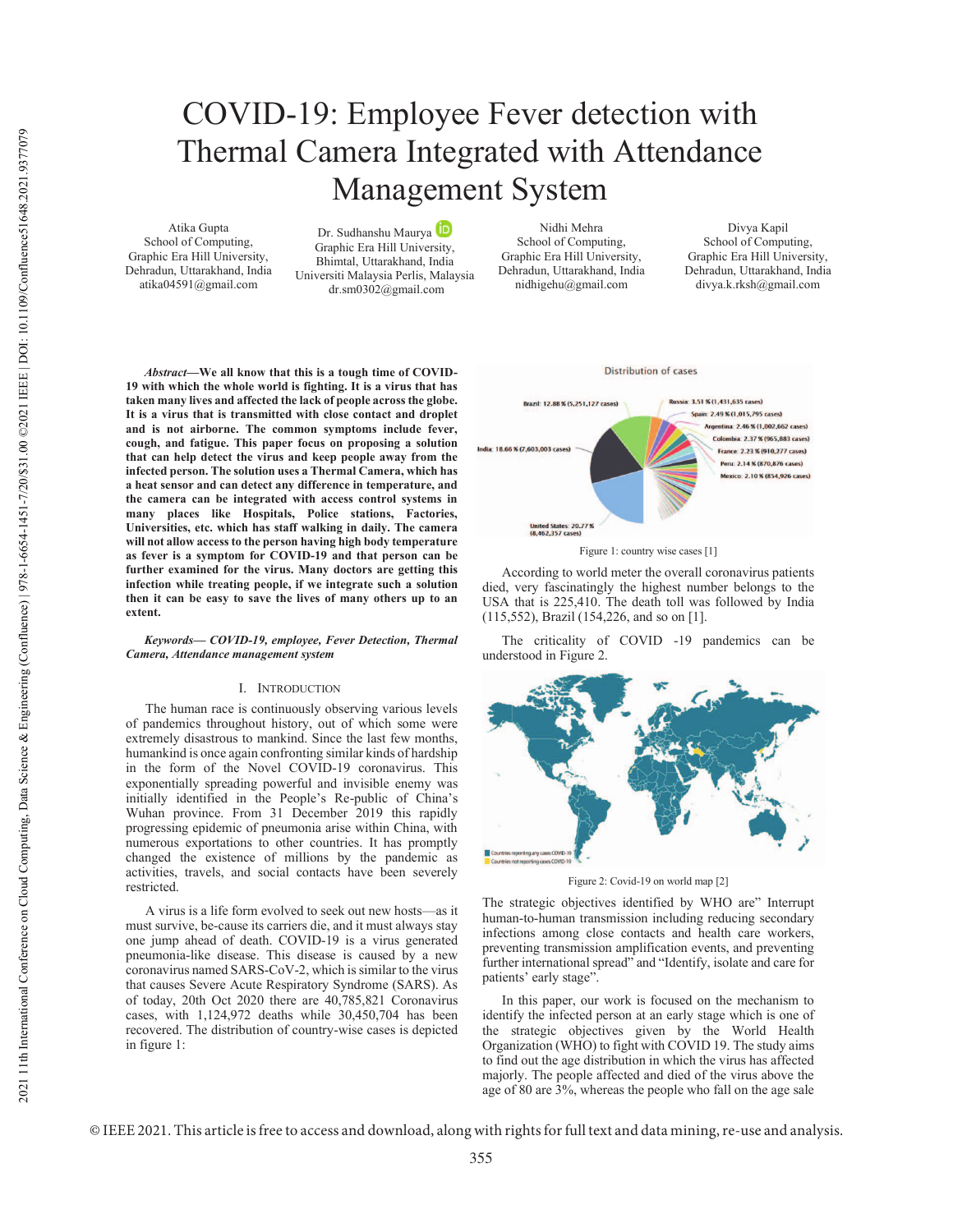# COVID-19: Employee Fever detection with Thermal Camera Integrated with Attendance Management System

Atika Gupta
School of Computing,
Graphic Era Hill University,
Dehradun, Uttarakhand, India
atika04591@gmail.com

Dr. Sudhanshu Maurya
Graphic Era Hill University,
Bhimtal, Uttarakhand, India
Universiti Malaysia Perlis, Malaysia
dr.sm0302@gmail.com

Nidhi Mehra
School of Computing,
Graphic Era Hill University,
Dehradun, Uttarakhand, India
nidhigehu@gmail.com

Divya Kapil
School of Computing,
Graphic Era Hill University,
Dehradun, Uttarakhand, India
divya.k.rksh@gmail.com

***Abstract*—We all know that this is a tough time of COVID-19 with which the whole world is fighting. It is a virus that has taken many lives and affected the lack of people across the globe. It is a virus that is transmitted with close contact and droplet and is not airborne. The common symptoms include fever, cough, and fatigue. This paper focus on proposing a solution that can help detect the virus and keep people away from the infected person. The solution uses a Thermal Camera, which has a heat sensor and can detect any difference in temperature, and the camera can be integrated with access control systems in many places like Hospitals, Police stations, Factories, Universities, etc. which has staff walking in daily. The camera will not allow access to the person having high body temperature as fever is a symptom for COVID-19 and that person can be further examined for the virus. Many doctors are getting this infection while treating people, if we integrate such a solution then it can be easy to save the lives of many others up to an extent.**

***Keywords— COVID-19, employee, Fever Detection, Thermal Camera, Attendance management system***

## I. Introduction

The human race is continuously observing various levels of pandemics throughout history, out of which some were extremely disastrous to mankind. Since the last few months, humankind is once again confronting similar kinds of hardship in the form of the Novel COVID-19 coronavirus. This exponentially spreading powerful and invisible enemy was initially identified in the People's Re-public of China's Wuhan province. From 31 December 2019 this rapidly progressing epidemic of pneumonia arise within China, with numerous exportations to other countries. It has promptly changed the existence of millions by the pandemic as activities, travels, and social contacts have been severely restricted.

A virus is a life form evolved to seek out new hosts—as it must survive, be-cause its carriers die, and it must always stay one jump ahead of death. COVID-19 is a virus generated pneumonia-like disease. This disease is caused by a new coronavirus named SARS-CoV-2, which is similar to the virus that causes Severe Acute Respiratory Syndrome (SARS). As of today, 20th Oct 2020 there are 40,785,821 Coronavirus cases, with 1,124,972 deaths while 30,450,704 has been recovered. The distribution of country-wise cases is depicted in figure 1:

Figure 1: country wise cases [1]

According to world meter the overall coronavirus patients died, very fascinatingly the highest number belongs to the USA that is 225,410. The death toll was followed by India (115,552), Brazil (154,226, and so on [1].

The criticality of COVID -19 pandemics can be understood in Figure 2.

Figure 2: Covid-19 on world map [2]

The strategic objectives identified by WHO are" Interrupt human-to-human transmission including reducing secondary infections among close contacts and health care workers, preventing transmission amplification events, and preventing further international spread" and "Identify, isolate and care for patients' early stage".

In this paper, our work is focused on the mechanism to identify the infected person at an early stage which is one of the strategic objectives given by the World Health Organization (WHO) to fight with COVID 19. The study aims to find out the age distribution in which the virus has affected majorly. The people affected and died of the virus above the age of 80 are 3%, whereas the people who fall on the age sale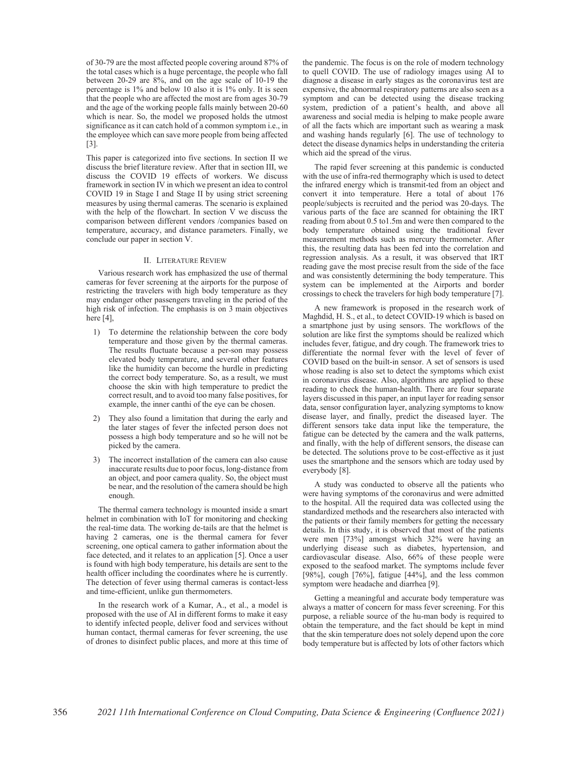of 30-79 are the most affected people covering around 87% of the total cases which is a huge percentage, the people who fall between 20-29 are 8%, and on the age scale of 10-19 the percentage is 1% and below 10 also it is 1% only. It is seen that the people who are affected the most are from ages 30-79 and the age of the working people falls mainly between 20-60 which is near. So, the model we proposed holds the utmost significance as it can catch hold of a common symptom i.e., in the employee which can save more people from being affected [3].

This paper is categorized into five sections. In section II we discuss the brief literature review. After that in section III, we discuss the COVID 19 effects of workers. We discuss framework in section IV in which we present an idea to control COVID 19 in Stage I and Stage II by using strict screening measures by using thermal cameras. The scenario is explained with the help of the flowchart. In section V we discuss the comparison between different vendors /companies based on temperature, accuracy, and distance parameters. Finally, we conclude our paper in section V.

## II. Literature Review

Various research work has emphasized the use of thermal cameras for fever screening at the airports for the purpose of restricting the travelers with high body temperature as they may endanger other passengers traveling in the period of the high risk of infection. The emphasis is on 3 main objectives here [4],

1) To determine the relationship between the core body temperature and those given by the thermal cameras. The results fluctuate because a per-son may possess elevated body temperature, and several other features like the humidity can become the hurdle in predicting the correct body temperature. So, as a result, we must choose the skin with high temperature to predict the correct result, and to avoid too many false positives, for example, the inner canthi of the eye can be chosen.
2) They also found a limitation that during the early and the later stages of fever the infected person does not possess a high body temperature and so he will not be picked by the camera.
3) The incorrect installation of the camera can also cause inaccurate results due to poor focus, long-distance from an object, and poor camera quality. So, the object must be near, and the resolution of the camera should be high enough.

The thermal camera technology is mounted inside a smart helmet in combination with IoT for monitoring and checking the real-time data. The working de-tails are that the helmet is having 2 cameras, one is the thermal camera for fever screening, one optical camera to gather information about the face detected, and it relates to an application [5]. Once a user is found with high body temperature, his details are sent to the health officer including the coordinates where he is currently. The detection of fever using thermal cameras is contact-less and time-efficient, unlike gun thermometers.

In the research work of a Kumar, A., et al., a model is proposed with the use of AI in different forms to make it easy to identify infected people, deliver food and services without human contact, thermal cameras for fever screening, the use of drones to disinfect public places, and more at this time of the pandemic. The focus is on the role of modern technology to quell COVID. The use of radiology images using AI to diagnose a disease in early stages as the coronavirus test are expensive, the abnormal respiratory patterns are also seen as a symptom and can be detected using the disease tracking system, prediction of a patient's health, and above all awareness and social media is helping to make people aware of all the facts which are important such as wearing a mask and washing hands regularly [6]. The use of technology to detect the disease dynamics helps in understanding the criteria which aid the spread of the virus.

The rapid fever screening at this pandemic is conducted with the use of infra-red thermography which is used to detect the infrared energy which is transmit-ted from an object and convert it into temperature. Here a total of about 176 people/subjects is recruited and the period was 20-days. The various parts of the face are scanned for obtaining the IRT reading from about 0.5 to1.5m and were then compared to the body temperature obtained using the traditional fever measurement methods such as mercury thermometer. After this, the resulting data has been fed into the correlation and regression analysis. As a result, it was observed that IRT reading gave the most precise result from the side of the face and was consistently determining the body temperature. This system can be implemented at the Airports and border crossings to check the travelers for high body temperature [7].

A new framework is proposed in the research work of Maghdid, H. S., et al., to detect COVID-19 which is based on a smartphone just by using sensors. The workflows of the solution are like first the symptoms should be realized which includes fever, fatigue, and dry cough. The framework tries to differentiate the normal fever with the level of fever of COVID based on the built-in sensor. A set of sensors is used whose reading is also set to detect the symptoms which exist in coronavirus disease. Also, algorithms are applied to these reading to check the human-health. There are four separate layers discussed in this paper, an input layer for reading sensor data, sensor configuration layer, analyzing symptoms to know disease layer, and finally, predict the diseased layer. The different sensors take data input like the temperature, the fatigue can be detected by the camera and the walk patterns, and finally, with the help of different sensors, the disease can be detected. The solutions prove to be cost-effective as it just uses the smartphone and the sensors which are today used by everybody [8].

A study was conducted to observe all the patients who were having symptoms of the coronavirus and were admitted to the hospital. All the required data was collected using the standardized methods and the researchers also interacted with the patients or their family members for getting the necessary details. In this study, it is observed that most of the patients were men [73%] amongst which 32% were having an underlying disease such as diabetes, hypertension, and cardiovascular disease. Also, 66% of these people were exposed to the seafood market. The symptoms include fever [98%], cough [76%], fatigue [44%], and the less common symptom were headache and diarrhea [9].

Getting a meaningful and accurate body temperature was always a matter of concern for mass fever screening. For this purpose, a reliable source of the hu-man body is required to obtain the temperature, and the fact should be kept in mind that the skin temperature does not solely depend upon the core body temperature but is affected by lots of other factors which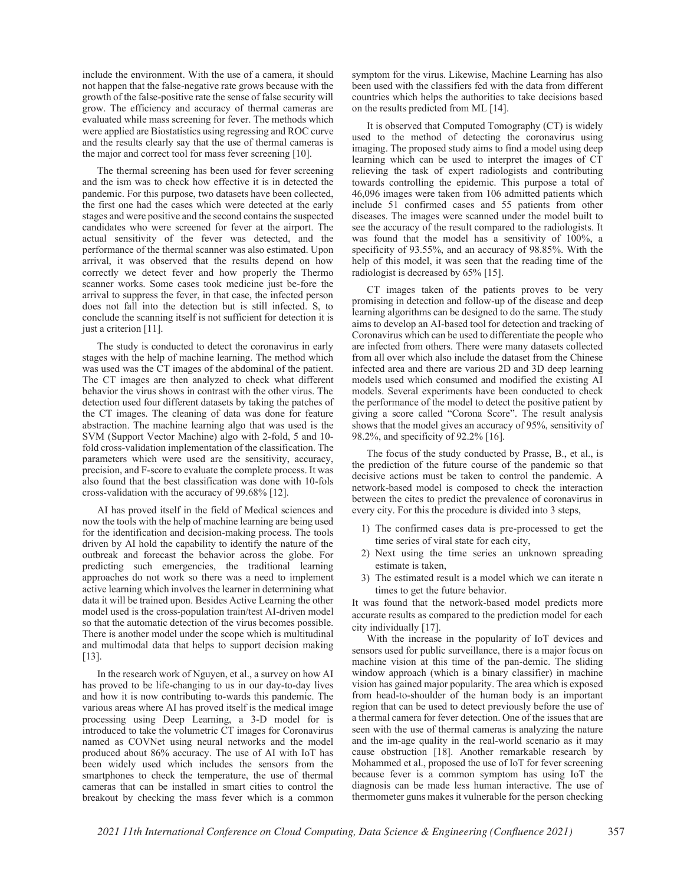include the environment. With the use of a camera, it should not happen that the false-negative rate grows because with the growth of the false-positive rate the sense of false security will grow. The efficiency and accuracy of thermal cameras are evaluated while mass screening for fever. The methods which were applied are Biostatistics using regressing and ROC curve and the results clearly say that the use of thermal cameras is the major and correct tool for mass fever screening [10].

The thermal screening has been used for fever screening and the ism was to check how effective it is in detected the pandemic. For this purpose, two datasets have been collected, the first one had the cases which were detected at the early stages and were positive and the second contains the suspected candidates who were screened for fever at the airport. The actual sensitivity of the fever was detected, and the performance of the thermal scanner was also estimated. Upon arrival, it was observed that the results depend on how correctly we detect fever and how properly the Thermo scanner works. Some cases took medicine just be-fore the arrival to suppress the fever, in that case, the infected person does not fall into the detection but is still infected. S, to conclude the scanning itself is not sufficient for detection it is just a criterion [11].

The study is conducted to detect the coronavirus in early stages with the help of machine learning. The method which was used was the CT images of the abdominal of the patient. The CT images are then analyzed to check what different behavior the virus shows in contrast with the other virus. The detection used four different datasets by taking the patches of the CT images. The cleaning of data was done for feature abstraction. The machine learning algo that was used is the SVM (Support Vector Machine) algo with 2-fold, 5 and 10-fold cross-validation implementation of the classification. The parameters which were used are the sensitivity, accuracy, precision, and F-score to evaluate the complete process. It was also found that the best classification was done with 10-fols cross-validation with the accuracy of 99.68% [12].

AI has proved itself in the field of Medical sciences and now the tools with the help of machine learning are being used for the identification and decision-making process. The tools driven by AI hold the capability to identify the nature of the outbreak and forecast the behavior across the globe. For predicting such emergencies, the traditional learning approaches do not work so there was a need to implement active learning which involves the learner in determining what data it will be trained upon. Besides Active Learning the other model used is the cross-population train/test AI-driven model so that the automatic detection of the virus becomes possible. There is another model under the scope which is multitudinal and multimodal data that helps to support decision making [13].

In the research work of Nguyen, et al., a survey on how AI has proved to be life-changing to us in our day-to-day lives and how it is now contributing to-wards this pandemic. The various areas where AI has proved itself is the medical image processing using Deep Learning, a 3-D model for is introduced to take the volumetric CT images for Coronavirus named as COVNet using neural networks and the model produced about 86% accuracy. The use of AI with IoT has been widely used which includes the sensors from the smartphones to check the temperature, the use of thermal cameras that can be installed in smart cities to control the breakout by checking the mass fever which is a common symptom for the virus. Likewise, Machine Learning has also been used with the classifiers fed with the data from different countries which helps the authorities to take decisions based on the results predicted from ML [14].

It is observed that Computed Tomography (CT) is widely used to the method of detecting the coronavirus using imaging. The proposed study aims to find a model using deep learning which can be used to interpret the images of CT relieving the task of expert radiologists and contributing towards controlling the epidemic. This purpose a total of 46,096 images were taken from 106 admitted patients which include 51 confirmed cases and 55 patients from other diseases. The images were scanned under the model built to see the accuracy of the result compared to the radiologists. It was found that the model has a sensitivity of 100%, a specificity of 93.55%, and an accuracy of 98.85%. With the help of this model, it was seen that the reading time of the radiologist is decreased by 65% [15].

CT images taken of the patients proves to be very promising in detection and follow-up of the disease and deep learning algorithms can be designed to do the same. The study aims to develop an AI-based tool for detection and tracking of Coronavirus which can be used to differentiate the people who are infected from others. There were many datasets collected from all over which also include the dataset from the Chinese infected area and there are various 2D and 3D deep learning models used which consumed and modified the existing AI models. Several experiments have been conducted to check the performance of the model to detect the positive patient by giving a score called "Corona Score". The result analysis shows that the model gives an accuracy of 95%, sensitivity of 98.2%, and specificity of 92.2% [16].

The focus of the study conducted by Prasse, B., et al., is the prediction of the future course of the pandemic so that decisive actions must be taken to control the pandemic. A network-based model is composed to check the interaction between the cites to predict the prevalence of coronavirus in every city. For this the procedure is divided into 3 steps,

1) The confirmed cases data is pre-processed to get the time series of viral state for each city,
2) Next using the time series an unknown spreading estimate is taken,
3) The estimated result is a model which we can iterate n times to get the future behavior.

It was found that the network-based model predicts more accurate results as compared to the prediction model for each city individually [17].

With the increase in the popularity of IoT devices and sensors used for public surveillance, there is a major focus on machine vision at this time of the pan-demic. The sliding window approach (which is a binary classifier) in machine vision has gained major popularity. The area which is exposed from head-to-shoulder of the human body is an important region that can be used to detect previously before the use of a thermal camera for fever detection. One of the issues that are seen with the use of thermal cameras is analyzing the nature and the im-age quality in the real-world scenario as it may cause obstruction [18]. Another remarkable research by Mohammed et al., proposed the use of IoT for fever screening because fever is a common symptom has using IoT the diagnosis can be made less human interactive. The use of thermometer guns makes it vulnerable for the person checking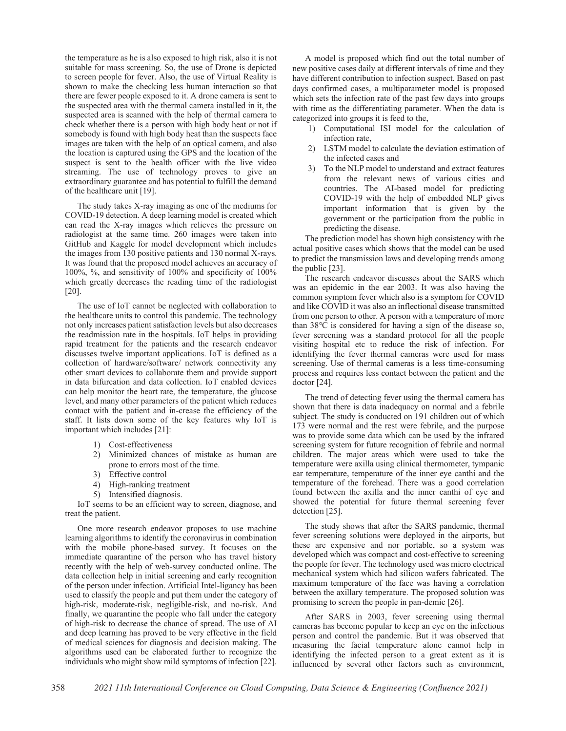the temperature as he is also exposed to high risk, also it is not suitable for mass screening. So, the use of Drone is depicted to screen people for fever. Also, the use of Virtual Reality is shown to make the checking less human interaction so that there are fewer people exposed to it. A drone camera is sent to the suspected area with the thermal camera installed in it, the suspected area is scanned with the help of thermal camera to check whether there is a person with high body heat or not if somebody is found with high body heat than the suspects face images are taken with the help of an optical camera, and also the location is captured using the GPS and the location of the suspect is sent to the health officer with the live video streaming. The use of technology proves to give an extraordinary guarantee and has potential to fulfill the demand of the healthcare unit [19].

The study takes X-ray imaging as one of the mediums for COVID-19 detection. A deep learning model is created which can read the X-ray images which relieves the pressure on radiologist at the same time. 260 images were taken into GitHub and Kaggle for model development which includes the images from 130 positive patients and 130 normal X-rays. It was found that the proposed model achieves an accuracy of 100%, %, and sensitivity of 100% and specificity of 100% which greatly decreases the reading time of the radiologist [20].

The use of IoT cannot be neglected with collaboration to the healthcare units to control this pandemic. The technology not only increases patient satisfaction levels but also decreases the readmission rate in the hospitals. IoT helps in providing rapid treatment for the patients and the research endeavor discusses twelve important applications. IoT is defined as a collection of hardware/software/ network connectivity any other smart devices to collaborate them and provide support in data bifurcation and data collection. IoT enabled devices can help monitor the heart rate, the temperature, the glucose level, and many other parameters of the patient which reduces contact with the patient and in-crease the efficiency of the staff. It lists down some of the key features why IoT is important which includes [21]:

1) Cost-effectiveness
2) Minimized chances of mistake as human are prone to errors most of the time.
3) Effective control
4) High-ranking treatment
5) Intensified diagnosis.

IoT seems to be an efficient way to screen, diagnose, and treat the patient.

One more research endeavor proposes to use machine learning algorithms to identify the coronavirus in combination with the mobile phone-based survey. It focuses on the immediate quarantine of the person who has travel history recently with the help of web-survey conducted online. The data collection help in initial screening and early recognition of the person under infection. Artificial Intel-ligancy has been used to classify the people and put them under the category of high-risk, moderate-risk, negligible-risk, and no-risk. And finally, we quarantine the people who fall under the category of high-risk to decrease the chance of spread. The use of AI and deep learning has proved to be very effective in the field of medical sciences for diagnosis and decision making. The algorithms used can be elaborated further to recognize the individuals who might show mild symptoms of infection [22].

A model is proposed which find out the total number of new positive cases daily at different intervals of time and they have different contribution to infection suspect. Based on past days confirmed cases, a multiparameter model is proposed which sets the infection rate of the past few days into groups with time as the differentiating parameter. When the data is categorized into groups it is feed to the,

1) Computational ISI model for the calculation of infection rate,
2) LSTM model to calculate the deviation estimation of the infected cases and
3) To the NLP model to understand and extract features from the relevant news of various cities and countries. The AI-based model for predicting COVID-19 with the help of embedded NLP gives important information that is given by the government or the participation from the public in predicting the disease.

The prediction model has shown high consistency with the actual positive cases which shows that the model can be used to predict the transmission laws and developing trends among the public [23].

The research endeavor discusses about the SARS which was an epidemic in the ear 2003. It was also having the common symptom fever which also is a symptom for COVID and like COVID it was also an inflectional disease transmitted from one person to other. A person with a temperature of more than 38°C is considered for having a sign of the disease so, fever screening was a standard protocol for all the people visiting hospital etc to reduce the risk of infection. For identifying the fever thermal cameras were used for mass screening. Use of thermal cameras is a less time-consuming process and requires less contact between the patient and the doctor [24].

The trend of detecting fever using the thermal camera has shown that there is data inadequacy on normal and a febrile subject. The study is conducted on 191 children out of which 173 were normal and the rest were febrile, and the purpose was to provide some data which can be used by the infrared screening system for future recognition of febrile and normal children. The major areas which were used to take the temperature were axilla using clinical thermometer, tympanic ear temperature, temperature of the inner eye canthi and the temperature of the forehead. There was a good correlation found between the axilla and the inner canthi of eye and showed the potential for future thermal screening fever detection [25].

The study shows that after the SARS pandemic, thermal fever screening solutions were deployed in the airports, but these are expensive and nor portable, so a system was developed which was compact and cost-effective to screening the people for fever. The technology used was micro electrical mechanical system which had silicon wafers fabricated. The maximum temperature of the face was having a correlation between the axillary temperature. The proposed solution was promising to screen the people in pan-demic [26].

After SARS in 2003, fever screening using thermal cameras has become popular to keep an eye on the infectious person and control the pandemic. But it was observed that measuring the facial temperature alone cannot help in identifying the infected person to a great extent as it is influenced by several other factors such as environment,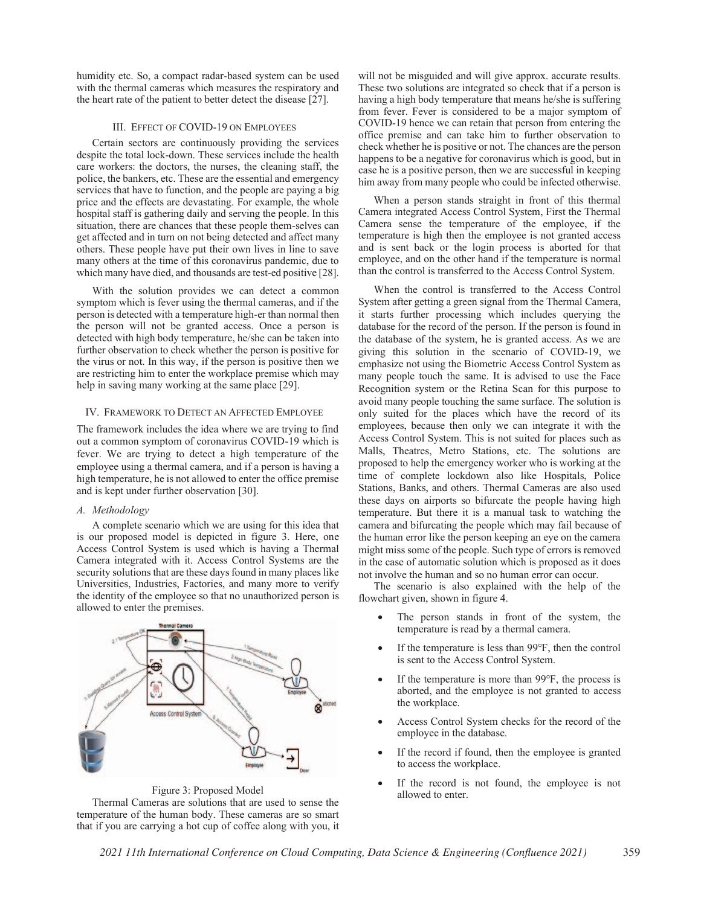humidity etc. So, a compact radar-based system can be used with the thermal cameras which measures the respiratory and the heart rate of the patient to better detect the disease [27].

## III. Effect of COVID-19 on Employees

Certain sectors are continuously providing the services despite the total lock-down. These services include the health care workers: the doctors, the nurses, the cleaning staff, the police, the bankers, etc. These are the essential and emergency services that have to function, and the people are paying a big price and the effects are devastating. For example, the whole hospital staff is gathering daily and serving the people. In this situation, there are chances that these people them-selves can get affected and in turn on not being detected and affect many others. These people have put their own lives in line to save many others at the time of this coronavirus pandemic, due to which many have died, and thousands are test-ed positive [28].

With the solution provides we can detect a common symptom which is fever using the thermal cameras, and if the person is detected with a temperature high-er than normal then the person will not be granted access. Once a person is detected with high body temperature, he/she can be taken into further observation to check whether the person is positive for the virus or not. In this way, if the person is positive then we are restricting him to enter the workplace premise which may help in saving many working at the same place [29].

## IV. Framework to Detect an Affected Employee

The framework includes the idea where we are trying to find out a common symptom of coronavirus COVID-19 which is fever. We are trying to detect a high temperature of the employee using a thermal camera, and if a person is having a high temperature, he is not allowed to enter the office premise and is kept under further observation [30].

### *A. Methodology*

A complete scenario which we are using for this idea that is our proposed model is depicted in figure 3. Here, one Access Control System is used which is having a Thermal Camera integrated with it. Access Control Systems are the security solutions that are these days found in many places like Universities, Industries, Factories, and many more to verify the identity of the employee so that no unauthorized person is allowed to enter the premises.

Figure 3: Proposed Model

Thermal Cameras are solutions that are used to sense the temperature of the human body. These cameras are so smart that if you are carrying a hot cup of coffee along with you, it will not be misguided and will give approx. accurate results. These two solutions are integrated so check that if a person is having a high body temperature that means he/she is suffering from fever. Fever is considered to be a major symptom of COVID-19 hence we can retain that person from entering the office premise and can take him to further observation to check whether he is positive or not. The chances are the person happens to be a negative for coronavirus which is good, but in case he is a positive person, then we are successful in keeping him away from many people who could be infected otherwise.

When a person stands straight in front of this thermal Camera integrated Access Control System, First the Thermal Camera sense the temperature of the employee, if the temperature is high then the employee is not granted access and is sent back or the login process is aborted for that employee, and on the other hand if the temperature is normal than the control is transferred to the Access Control System.

When the control is transferred to the Access Control System after getting a green signal from the Thermal Camera, it starts further processing which includes querying the database for the record of the person. If the person is found in the database of the system, he is granted access. As we are giving this solution in the scenario of COVID-19, we emphasize not using the Biometric Access Control System as many people touch the same. It is advised to use the Face Recognition system or the Retina Scan for this purpose to avoid many people touching the same surface. The solution is only suited for the places which have the record of its employees, because then only we can integrate it with the Access Control System. This is not suited for places such as Malls, Theatres, Metro Stations, etc. The solutions are proposed to help the emergency worker who is working at the time of complete lockdown also like Hospitals, Police Stations, Banks, and others. Thermal Cameras are also used these days on airports so bifurcate the people having high temperature. But there it is a manual task to watching the camera and bifurcating the people which may fail because of the human error like the person keeping an eye on the camera might miss some of the people. Such type of errors is removed in the case of automatic solution which is proposed as it does not involve the human and so no human error can occur.

The scenario is also explained with the help of the flowchart given, shown in figure 4.

- The person stands in front of the system, the temperature is read by a thermal camera.
- If the temperature is less than 99°F, then the control is sent to the Access Control System.
- If the temperature is more than 99°F, the process is aborted, and the employee is not granted to access the workplace.
- Access Control System checks for the record of the employee in the database.
- If the record if found, then the employee is granted to access the workplace.
- If the record is not found, the employee is not allowed to enter.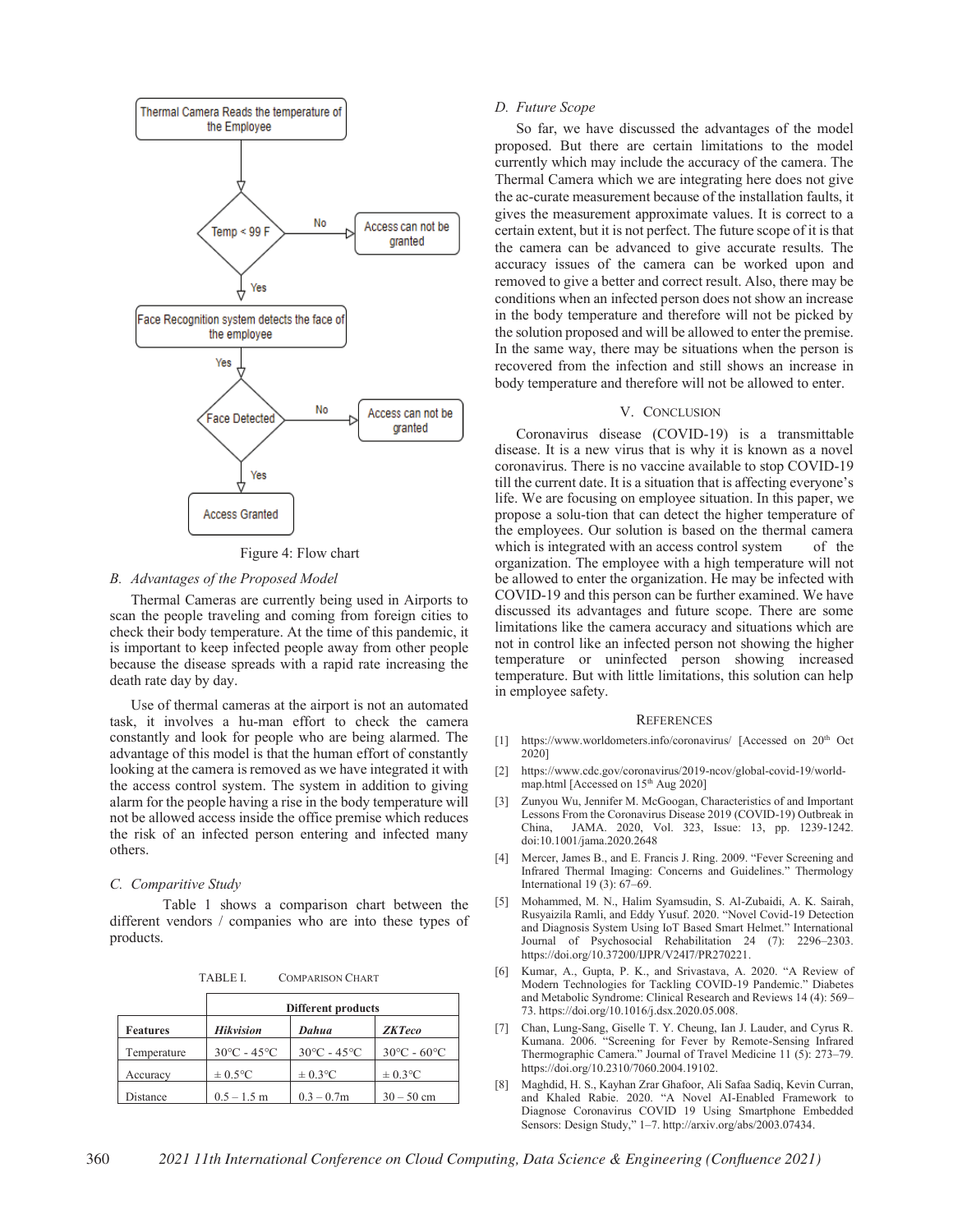Figure 4: Flow chart

### B. Advantages of the Proposed Model

Thermal Cameras are currently being used in Airports to scan the people traveling and coming from foreign cities to check their body temperature. At the time of this pandemic, it is important to keep infected people away from other people because the disease spreads with a rapid rate increasing the death rate day by day.

Use of thermal cameras at the airport is not an automated task, it involves a hu-man effort to check the camera constantly and look for people who are being alarmed. The advantage of this model is that the human effort of constantly looking at the camera is removed as we have integrated it with the access control system. The system in addition to giving alarm for the people having a rise in the body temperature will not be allowed access inside the office premise which reduces the risk of an infected person entering and infected many others.

### C. Comparitive Study

Table 1 shows a comparison chart between the different vendors / companies who are into these types of products.

TABLE I. COMPARISON CHART

| | Different products | | |
|---|---|---|---|
| **Features** | ***Hikvision*** | ***Dahua*** | ***ZKTeco*** |
| Temperature | 30°C - 45°C | 30°C - 45°C | 30°C - 60°C |
| Accuracy | ± 0.5°C | ± 0.3°C | ± 0.3°C |
| Distance | 0.5 – 1.5 m | 0.3 – 0.7m | 30 – 50 cm |

### D. Future Scope

So far, we have discussed the advantages of the model proposed. But there are certain limitations to the model currently which may include the accuracy of the camera. The Thermal Camera which we are integrating here does not give the ac-curate measurement because of the installation faults, it gives the measurement approximate values. It is correct to a certain extent, but it is not perfect. The future scope of it is that the camera can be advanced to give accurate results. The accuracy issues of the camera can be worked upon and removed to give a better and correct result. Also, there may be conditions when an infected person does not show an increase in the body temperature and therefore will not be picked by the solution proposed and will be allowed to enter the premise. In the same way, there may be situations when the person is recovered from the infection and still shows an increase in body temperature and therefore will not be allowed to enter.

## V. Conclusion

Coronavirus disease (COVID-19) is a transmittable disease. It is a new virus that is why it is known as a novel coronavirus. There is no vaccine available to stop COVID-19 till the current date. It is a situation that is affecting everyone's life. We are focusing on employee situation. In this paper, we propose a solu-tion that can detect the higher temperature of the employees. Our solution is based on the thermal camera which is integrated with an access control system of the organization. The employee with a high temperature will not be allowed to enter the organization. He may be infected with COVID-19 and this person can be further examined. We have discussed its advantages and future scope. There are some limitations like the camera accuracy and situations which are not in control like an infected person not showing the higher temperature or uninfected person showing increased temperature. But with little limitations, this solution can help in employee safety.

## References

[1] https://www.worldometers.info/coronavirus/ [Accessed on 20th Oct 2020]

[2] https://www.cdc.gov/coronavirus/2019-ncov/global-covid-19/world-map.html [Accessed on 15th Aug 2020]

[3] Zunyou Wu, Jennifer M. McGoogan, Characteristics of and Important Lessons From the Coronavirus Disease 2019 (COVID-19) Outbreak in China, JAMA. 2020, Vol. 323, Issue: 13, pp. 1239-1242. doi:10.1001/jama.2020.2648

[4] Mercer, James B., and E. Francis J. Ring. 2009. "Fever Screening and Infrared Thermal Imaging: Concerns and Guidelines." Thermology International 19 (3): 67–69.

[5] Mohammed, M. N., Halim Syamsudin, S. Al-Zubaidi, A. K. Sairah, Rusyaizila Ramli, and Eddy Yusuf. 2020. "Novel Covid-19 Detection and Diagnosis System Using IoT Based Smart Helmet." International Journal of Psychosocial Rehabilitation 24 (7): 2296–2303. https://doi.org/10.37200/IJPR/V24I7/PR270221.

[6] Kumar, A., Gupta, P. K., and Srivastava, A. 2020. "A Review of Modern Technologies for Tackling COVID-19 Pandemic." Diabetes and Metabolic Syndrome: Clinical Research and Reviews 14 (4): 569–73. https://doi.org/10.1016/j.dsx.2020.05.008.

[7] Chan, Lung-Sang, Giselle T. Y. Cheung, Ian J. Lauder, and Cyrus R. Kumana. 2006. "Screening for Fever by Remote-Sensing Infrared Thermographic Camera." Journal of Travel Medicine 11 (5): 273–79. https://doi.org/10.2310/7060.2004.19102.

[8] Maghdid, H. S., Kayhan Zrar Ghafoor, Ali Safaa Sadiq, Kevin Curran, and Khaled Rabie. 2020. "A Novel AI-Enabled Framework to Diagnose Coronavirus COVID 19 Using Smartphone Embedded Sensors: Design Study," 1–7. http://arxiv.org/abs/2003.07434.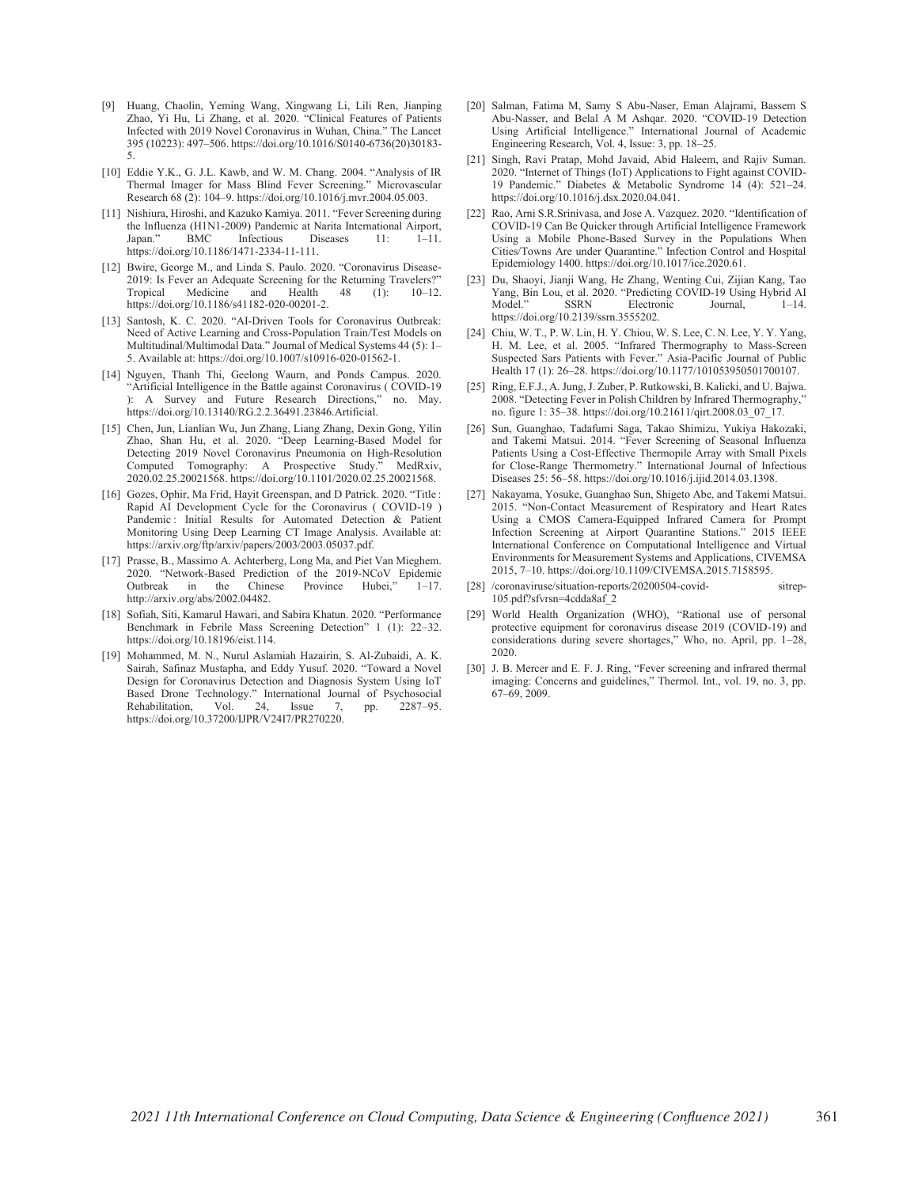[9] Huang, Chaolin, Yeming Wang, Xingwang Li, Lili Ren, Jianping Zhao, Yi Hu, Li Zhang, et al. 2020. "Clinical Features of Patients Infected with 2019 Novel Coronavirus in Wuhan, China." The Lancet 395 (10223): 497–506. https://doi.org/10.1016/S0140-6736(20)30183-5.

[10] Eddie Y.K., G. J.L. Kawb, and W. M. Chang. 2004. "Analysis of IR Thermal Imager for Mass Blind Fever Screening." Microvascular Research 68 (2): 104–9. https://doi.org/10.1016/j.mvr.2004.05.003.

[11] Nishiura, Hiroshi, and Kazuko Kamiya. 2011. "Fever Screening during the Influenza (H1N1-2009) Pandemic at Narita International Airport, Japan." BMC Infectious Diseases 11: 1–11. https://doi.org/10.1186/1471-2334-11-111.

[12] Bwire, George M., and Linda S. Paulo. 2020. "Coronavirus Disease-2019: Is Fever an Adequate Screening for the Returning Travelers?" Tropical Medicine and Health 48 (1): 10–12. https://doi.org/10.1186/s41182-020-00201-2.

[13] Santosh, K. C. 2020. "AI-Driven Tools for Coronavirus Outbreak: Need of Active Learning and Cross-Population Train/Test Models on Multitudinal/Multimodal Data." Journal of Medical Systems 44 (5): 1–5. Available at: https://doi.org/10.1007/s10916-020-01562-1.

[14] Nguyen, Thanh Thi, Geelong Waurn, and Ponds Campus. 2020. "Artificial Intelligence in the Battle against Coronavirus ( COVID-19 ): A Survey and Future Research Directions," no. May. https://doi.org/10.13140/RG.2.2.36491.23846.Artificial.

[15] Chen, Jun, Lianlian Wu, Jun Zhang, Liang Zhang, Dexin Gong, Yilin Zhao, Shan Hu, et al. 2020. "Deep Learning-Based Model for Detecting 2019 Novel Coronavirus Pneumonia on High-Resolution Computed Tomography: A Prospective Study." MedRxiv, 2020.02.25.20021568. https://doi.org/10.1101/2020.02.25.20021568.

[16] Gozes, Ophir, Ma Frid, Hayit Greenspan, and D Patrick. 2020. "Title : Rapid AI Development Cycle for the Coronavirus ( COVID-19 ) Pandemic : Initial Results for Automated Detection & Patient Monitoring Using Deep Learning CT Image Analysis. Available at: https://arxiv.org/ftp/arxiv/papers/2003/2003.05037.pdf.

[17] Prasse, B., Massimo A. Achterberg, Long Ma, and Piet Van Mieghem. 2020. "Network-Based Prediction of the 2019-NCoV Epidemic Outbreak in the Chinese Province Hubei," 1–17. http://arxiv.org/abs/2002.04482.

[18] Sofiah, Siti, Kamarul Hawari, and Sabira Khatun. 2020. "Performance Benchmark in Febrile Mass Screening Detection" 1 (1): 22–32. https://doi.org/10.18196/eist.114.

[19] Mohammed, M. N., Nurul Aslamiah Hazairin, S. Al-Zubaidi, A. K. Sairah, Safinaz Mustapha, and Eddy Yusuf. 2020. "Toward a Novel Design for Coronavirus Detection and Diagnosis System Using IoT Based Drone Technology." International Journal of Psychosocial Rehabilitation, Vol. 24, Issue 7, pp. 2287–95. https://doi.org/10.37200/IJPR/V24I7/PR270220.

[20] Salman, Fatima M, Samy S Abu-Naser, Eman Alajrami, Bassem S Abu-Nasser, and Belal A M Ashqar. 2020. "COVID-19 Detection Using Artificial Intelligence." International Journal of Academic Engineering Research, Vol. 4, Issue: 3, pp. 18–25.

[21] Singh, Ravi Pratap, Mohd Javaid, Abid Haleem, and Rajiv Suman. 2020. "Internet of Things (IoT) Applications to Fight against COVID-19 Pandemic." Diabetes & Metabolic Syndrome 14 (4): 521–24. https://doi.org/10.1016/j.dsx.2020.04.041.

[22] Rao, Arni S.R.Srinivasa, and Jose A. Vazquez. 2020. "Identification of COVID-19 Can Be Quicker through Artificial Intelligence Framework Using a Mobile Phone-Based Survey in the Populations When Cities/Towns Are under Quarantine." Infection Control and Hospital Epidemiology 1400. https://doi.org/10.1017/ice.2020.61.

[23] Du, Shaoyi, Jianji Wang, He Zhang, Wenting Cui, Zijian Kang, Tao Yang, Bin Lou, et al. 2020. "Predicting COVID-19 Using Hybrid AI Model." SSRN Electronic Journal, 1–14. https://doi.org/10.2139/ssrn.3555202.

[24] Chiu, W. T., P. W. Lin, H. Y. Chiou, W. S. Lee, C. N. Lee, Y. Y. Yang, H. M. Lee, et al. 2005. "Infrared Thermography to Mass-Screen Suspected Sars Patients with Fever." Asia-Pacific Journal of Public Health 17 (1): 26–28. https://doi.org/10.1177/101053950501700107.

[25] Ring, E.F.J., A. Jung, J. Zuber, P. Rutkowski, B. Kalicki, and U. Bajwa. 2008. "Detecting Fever in Polish Children by Infrared Thermography," no. figure 1: 35–38. https://doi.org/10.21611/qirt.2008.03_07_17.

[26] Sun, Guanghao, Tadafumi Saga, Takao Shimizu, Yukiya Hakozaki, and Takemi Matsui. 2014. "Fever Screening of Seasonal Influenza Patients Using a Cost-Effective Thermopile Array with Small Pixels for Close-Range Thermometry." International Journal of Infectious Diseases 25: 56–58. https://doi.org/10.1016/j.ijid.2014.03.1398.

[27] Nakayama, Yosuke, Guanghao Sun, Shigeto Abe, and Takemi Matsui. 2015. "Non-Contact Measurement of Respiratory and Heart Rates Using a CMOS Camera-Equipped Infrared Camera for Prompt Infection Screening at Airport Quarantine Stations." 2015 IEEE International Conference on Computational Intelligence and Virtual Environments for Measurement Systems and Applications, CIVEMSA 2015, 7–10. https://doi.org/10.1109/CIVEMSA.2015.7158595.

[28] /coronaviruse/situation-reports/20200504-covid-sitrep-105.pdf?sfvrsn=4cdda8af_2

[29] World Health Organization (WHO), "Rational use of personal protective equipment for coronavirus disease 2019 (COVID-19) and considerations during severe shortages," Who, no. April, pp. 1–28, 2020.

[30] J. B. Mercer and E. F. J. Ring, "Fever screening and infrared thermal imaging: Concerns and guidelines," Thermol. Int., vol. 19, no. 3, pp. 67–69, 2009.